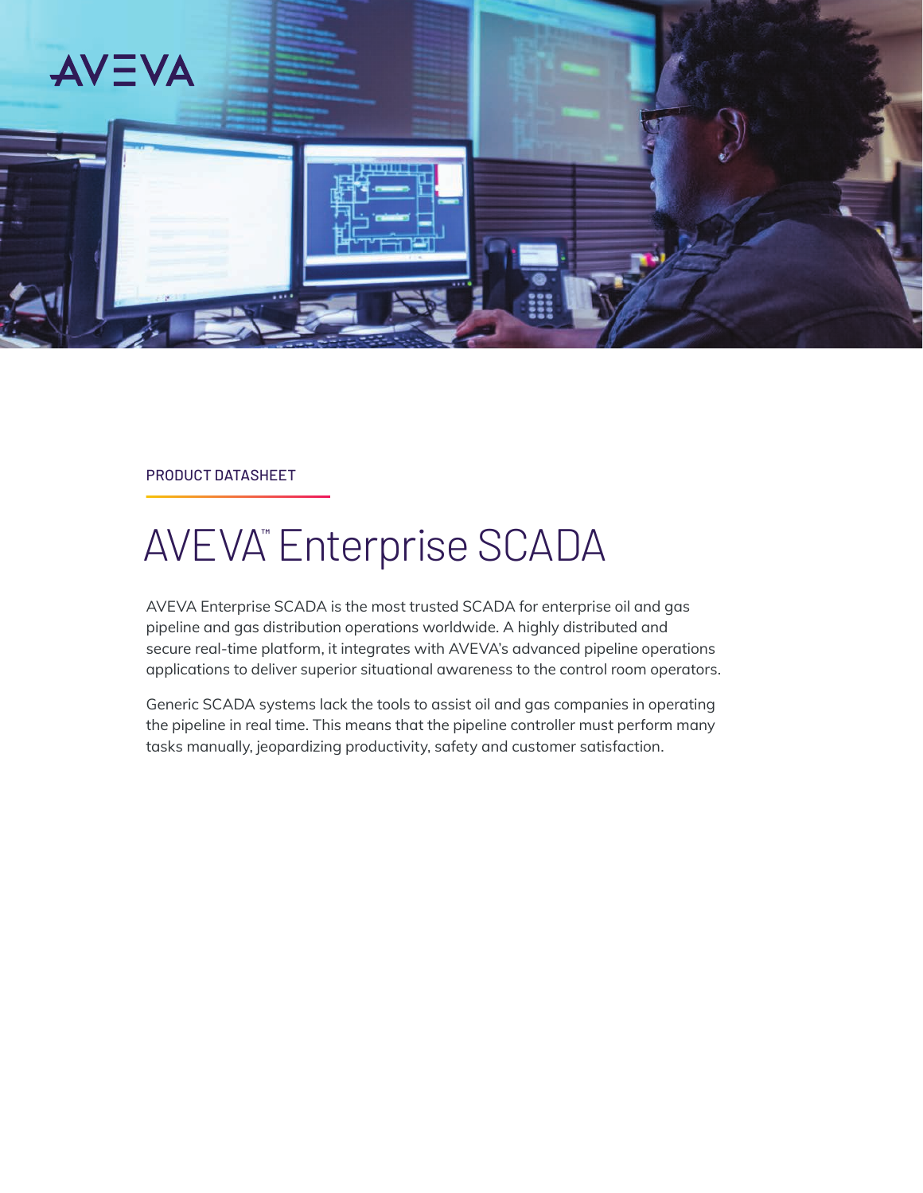PRODUCT DATASHEET

# AVEVA™ Enterprise SCADA

AVEVA Enterprise SCADA is the most trusted SCADA for enterprise oil and gas pipeline and gas distribution operations worldwide. A highly distributed and secure real-time platform, it integrates with AVEVA's advanced pipeline operations applications to deliver superior situational awareness to the control room operators.

Generic SCADA systems lack the tools to assist oil and gas companies in operating the pipeline in real time. This means that the pipeline controller must perform many tasks manually, jeopardizing productivity, safety and customer satisfaction.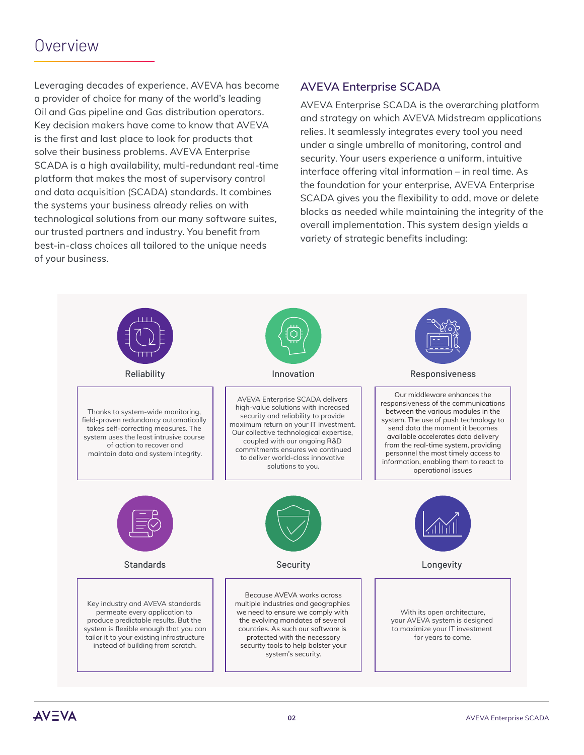# Overview

Leveraging decades of experience, AVEVA has become a provider of choice for many of the world's leading Oil and Gas pipeline and Gas distribution operators. Key decision makers have come to know that AVEVA is the first and last place to look for products that solve their business problems. AVEVA Enterprise SCADA is a high availability, multi-redundant real-time platform that makes the most of supervisory control and data acquisition (SCADA) standards. It combines the systems your business already relies on with technological solutions from our many software suites, our trusted partners and industry. You benefit from best-in-class choices all tailored to the unique needs of your business.

## AVEVA Enterprise SCADA

AVEVA Enterprise SCADA is the overarching platform and strategy on which AVEVA Midstream applications relies. It seamlessly integrates every tool you need under a single umbrella of monitoring, control and security. Your users experience a uniform, intuitive interface offering vital information – in real time. As the foundation for your enterprise, AVEVA Enterprise SCADA gives you the flexibility to add, move or delete blocks as needed while maintaining the integrity of the overall implementation. This system design yields a variety of strategic benefits including:

### Reliability

Thanks to system-wide monitoring, field-proven redundancy automatically takes self-correcting measures. The system uses the least intrusive course of action to recover and maintain data and system integrity.

### Innovation

AVEVA Enterprise SCADA delivers high-value solutions with increased security and reliability to provide maximum return on your IT investment. Our collective technological expertise, coupled with our ongoing R&D commitments ensures we continued to deliver world-class innovative solutions to you.

### Responsiveness

Our middleware enhances the responsiveness of the communications between the various modules in the system. The use of push technology to send data the moment it becomes available accelerates data delivery from the real-time system, providing personnel the most timely access to information, enabling them to react to operational issues

### Standards

Key industry and AVEVA standards permeate every application to produce predictable results. But the system is flexible enough that you can tailor it to your existing infrastructure instead of building from scratch.

### Security

Because AVEVA works across multiple industries and geographies we need to ensure we comply with the evolving mandates of several countries. As such our software is protected with the necessary security tools to help bolster your system's security.

### Longevity

With its open architecture, your AVEVA system is designed to maximize your IT investment for years to come.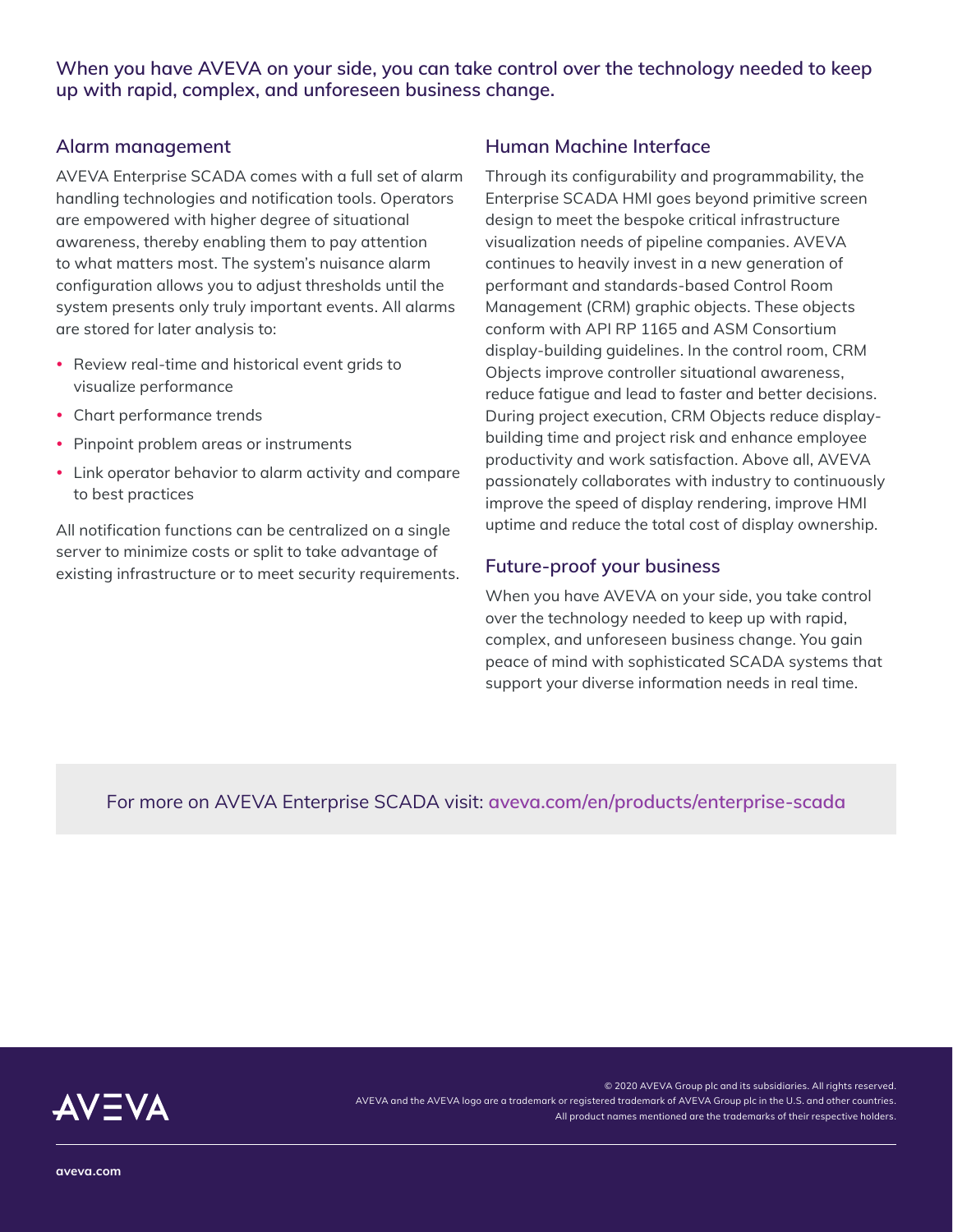**When you have AVEVA on your side, you can take control over the technology needed to keep up with rapid, complex, and unforeseen business change.**

## Alarm management

AVEVA Enterprise SCADA comes with a full set of alarm handling technologies and notification tools. Operators are empowered with higher degree of situational awareness, thereby enabling them to pay attention to what matters most. The system's nuisance alarm configuration allows you to adjust thresholds until the system presents only truly important events. All alarms are stored for later analysis to:

- Review real-time and historical event grids to visualize performance
- Chart performance trends
- Pinpoint problem areas or instruments
- Link operator behavior to alarm activity and compare to best practices

All notification functions can be centralized on a single server to minimize costs or split to take advantage of existing infrastructure or to meet security requirements.

## Human Machine Interface

Through its configurability and programmability, the Enterprise SCADA HMI goes beyond primitive screen design to meet the bespoke critical infrastructure visualization needs of pipeline companies. AVEVA continues to heavily invest in a new generation of performant and standards-based Control Room Management (CRM) graphic objects. These objects conform with API RP 1165 and ASM Consortium display-building guidelines. In the control room, CRM Objects improve controller situational awareness, reduce fatigue and lead to faster and better decisions. During project execution, CRM Objects reduce display-building time and project risk and enhance employee productivity and work satisfaction. Above all, AVEVA passionately collaborates with industry to continuously improve the speed of display rendering, improve HMI uptime and reduce the total cost of display ownership.

## Future-proof your business

When you have AVEVA on your side, you take control over the technology needed to keep up with rapid, complex, and unforeseen business change. You gain peace of mind with sophisticated SCADA systems that support your diverse information needs in real time.

For more on AVEVA Enterprise SCADA visit: **aveva.com/en/products/enterprise-scada**

AVEVA

© 2020 AVEVA Group plc and its subsidiaries. All rights reserved.
AVEVA and the AVEVA logo are a trademark or registered trademark of AVEVA Group plc in the U.S. and other countries.
All product names mentioned are the trademarks of their respective holders.

**aveva.com**